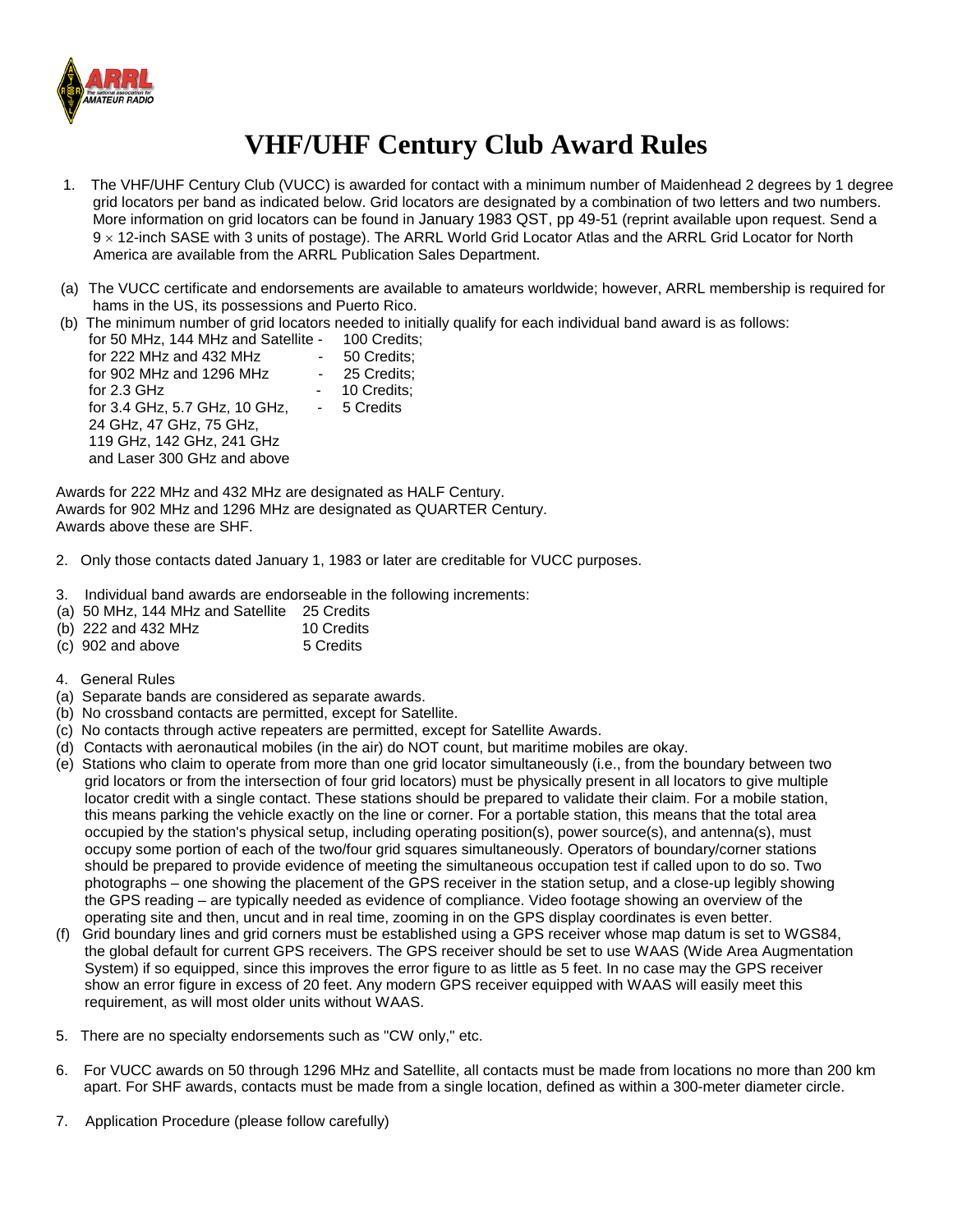# VHF/UHF Century Club Award Rules

1. The VHF/UHF Century Club (VUCC) is awarded for contact with a minimum number of Maidenhead 2 degrees by 1 degree grid locators per band as indicated below. Grid locators are designated by a combination of two letters and two numbers. More information on grid locators can be found in January 1983 QST, pp 49-51 (reprint available upon request. Send a 9 × 12-inch SASE with 3 units of postage). The ARRL World Grid Locator Atlas and the ARRL Grid Locator for North America are available from the ARRL Publication Sales Department.

(a) The VUCC certificate and endorsements are available to amateurs worldwide; however, ARRL membership is required for hams in the US, its possessions and Puerto Rico.

(b) The minimum number of grid locators needed to initially qualify for each individual band award is as follows:

| | | |
|---|---|---|
| for 50 MHz, 144 MHz and Satellite | - | 100 Credits; |
| for 222 MHz and 432 MHz | - | 50 Credits; |
| for 902 MHz and 1296 MHz | - | 25 Credits; |
| for 2.3 GHz | - | 10 Credits; |
| for 3.4 GHz, 5.7 GHz, 10 GHz, 24 GHz, 47 GHz, 75 GHz, 119 GHz, 142 GHz, 241 GHz and Laser 300 GHz and above | - | 5 Credits |

Awards for 222 MHz and 432 MHz are designated as HALF Century.
Awards for 902 MHz and 1296 MHz are designated as QUARTER Century.
Awards above these are SHF.

2. Only those contacts dated January 1, 1983 or later are creditable for VUCC purposes.

3. Individual band awards are endorseable in the following increments:

| | |
|---|---|
| (a) 50 MHz, 144 MHz and Satellite | 25 Credits |
| (b) 222 and 432 MHz | 10 Credits |
| (c) 902 and above | 5 Credits |

4. General Rules

(a) Separate bands are considered as separate awards.

(b) No crossband contacts are permitted, except for Satellite.

(c) No contacts through active repeaters are permitted, except for Satellite Awards.

(d) Contacts with aeronautical mobiles (in the air) do NOT count, but maritime mobiles are okay.

(e) Stations who claim to operate from more than one grid locator simultaneously (i.e., from the boundary between two grid locators or from the intersection of four grid locators) must be physically present in all locators to give multiple locator credit with a single contact. These stations should be prepared to validate their claim. For a mobile station, this means parking the vehicle exactly on the line or corner. For a portable station, this means that the total area occupied by the station's physical setup, including operating position(s), power source(s), and antenna(s), must occupy some portion of each of the two/four grid squares simultaneously. Operators of boundary/corner stations should be prepared to provide evidence of meeting the simultaneous occupation test if called upon to do so. Two photographs – one showing the placement of the GPS receiver in the station setup, and a close-up legibly showing the GPS reading – are typically needed as evidence of compliance. Video footage showing an overview of the operating site and then, uncut and in real time, zooming in on the GPS display coordinates is even better.

(f) Grid boundary lines and grid corners must be established using a GPS receiver whose map datum is set to WGS84, the global default for current GPS receivers. The GPS receiver should be set to use WAAS (Wide Area Augmentation System) if so equipped, since this improves the error figure to as little as 5 feet. In no case may the GPS receiver show an error figure in excess of 20 feet. Any modern GPS receiver equipped with WAAS will easily meet this requirement, as will most older units without WAAS.

5. There are no specialty endorsements such as "CW only," etc.

6. For VUCC awards on 50 through 1296 MHz and Satellite, all contacts must be made from locations no more than 200 km apart. For SHF awards, contacts must be made from a single location, defined as within a 300-meter diameter circle.

7. Application Procedure (please follow carefully)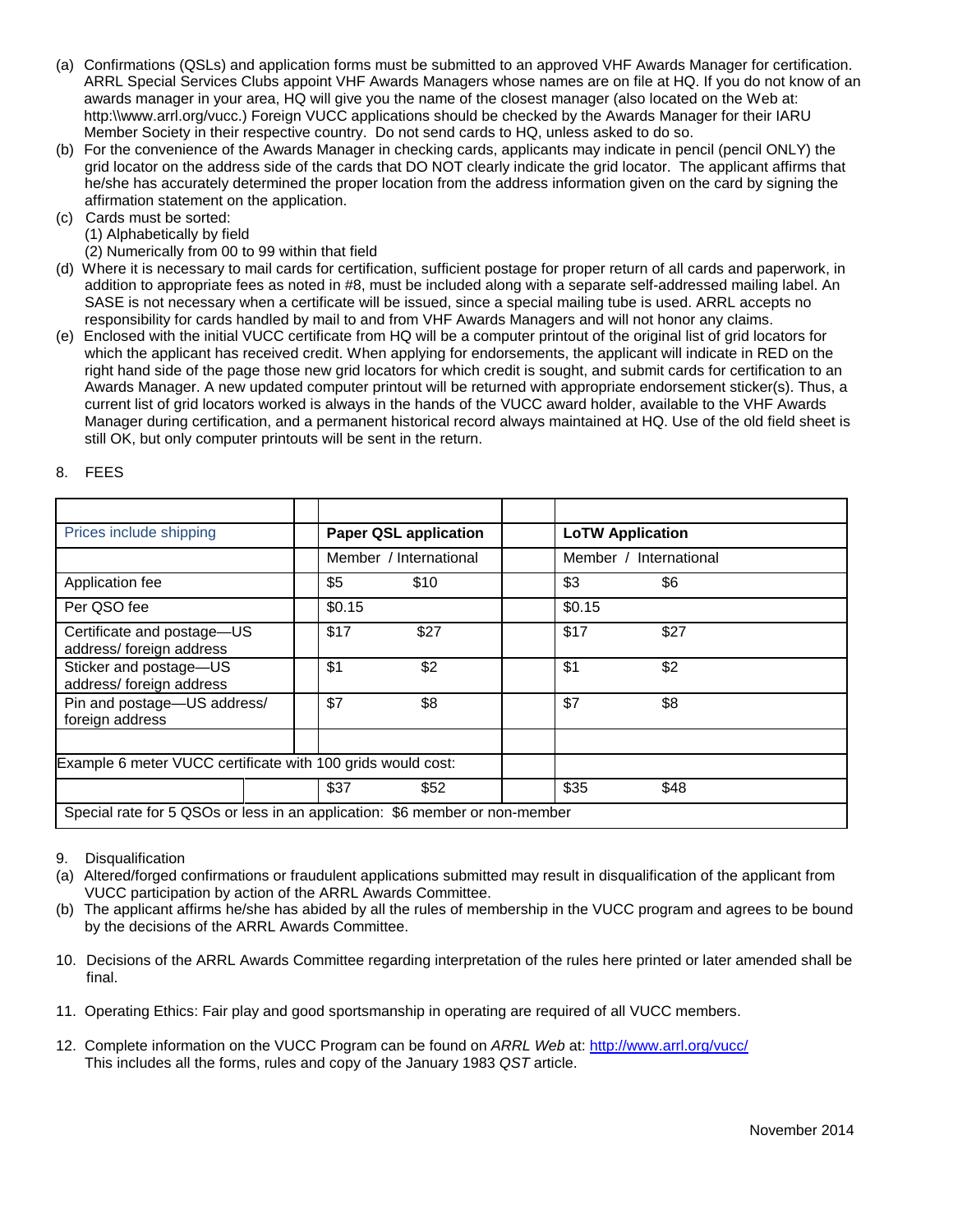(a) Confirmations (QSLs) and application forms must be submitted to an approved VHF Awards Manager for certification. ARRL Special Services Clubs appoint VHF Awards Managers whose names are on file at HQ. If you do not know of an awards manager in your area, HQ will give you the name of the closest manager (also located on the Web at: http:\\www.arrl.org/vucc.) Foreign VUCC applications should be checked by the Awards Manager for their IARU Member Society in their respective country. Do not send cards to HQ, unless asked to do so.

(b) For the convenience of the Awards Manager in checking cards, applicants may indicate in pencil (pencil ONLY) the grid locator on the address side of the cards that DO NOT clearly indicate the grid locator. The applicant affirms that he/she has accurately determined the proper location from the address information given on the card by signing the affirmation statement on the application.

(c) Cards must be sorted:
 (1) Alphabetically by field
 (2) Numerically from 00 to 99 within that field

(d) Where it is necessary to mail cards for certification, sufficient postage for proper return of all cards and paperwork, in addition to appropriate fees as noted in #8, must be included along with a separate self-addressed mailing label. An SASE is not necessary when a certificate will be issued, since a special mailing tube is used. ARRL accepts no responsibility for cards handled by mail to and from VHF Awards Managers and will not honor any claims.

(e) Enclosed with the initial VUCC certificate from HQ will be a computer printout of the original list of grid locators for which the applicant has received credit. When applying for endorsements, the applicant will indicate in RED on the right hand side of the page those new grid locators for which credit is sought, and submit cards for certification to an Awards Manager. A new updated computer printout will be returned with appropriate endorsement sticker(s). Thus, a current list of grid locators worked is always in the hands of the VUCC award holder, available to the VHF Awards Manager during certification, and a permanent historical record always maintained at HQ. Use of the old field sheet is still OK, but only computer printouts will be sent in the return.

8. FEES

| | | | | |
|---|---|---|---|---|
| Prices include shipping | **Paper QSL application** | | **LoTW Application** | |
| | Member / | International | Member / | International |
| Application fee | $5 | $10 | $3 | $6 |
| Per QSO fee | $0.15 | | $0.15 | |
| Certificate and postage—US address/ foreign address | $17 | $27 | $17 | $27 |
| Sticker and postage—US address/ foreign address | $1 | $2 | $1 | $2 |
| Pin and postage—US address/ foreign address | $7 | $8 | $7 | $8 |
| Example 6 meter VUCC certificate with 100 grids would cost: | | | | |
| | $37 | $52 | $35 | $48 |
| Special rate for 5 QSOs or less in an application: $6 member or non-member | | | | |

9. Disqualification

(a) Altered/forged confirmations or fraudulent applications submitted may result in disqualification of the applicant from VUCC participation by action of the ARRL Awards Committee.

(b) The applicant affirms he/she has abided by all the rules of membership in the VUCC program and agrees to be bound by the decisions of the ARRL Awards Committee.

10. Decisions of the ARRL Awards Committee regarding interpretation of the rules here printed or later amended shall be final.

11. Operating Ethics: Fair play and good sportsmanship in operating are required of all VUCC members.

12. Complete information on the VUCC Program can be found on *ARRL Web* at: http://www.arrl.org/vucc/
 This includes all the forms, rules and copy of the January 1983 *QST* article.

November 2014